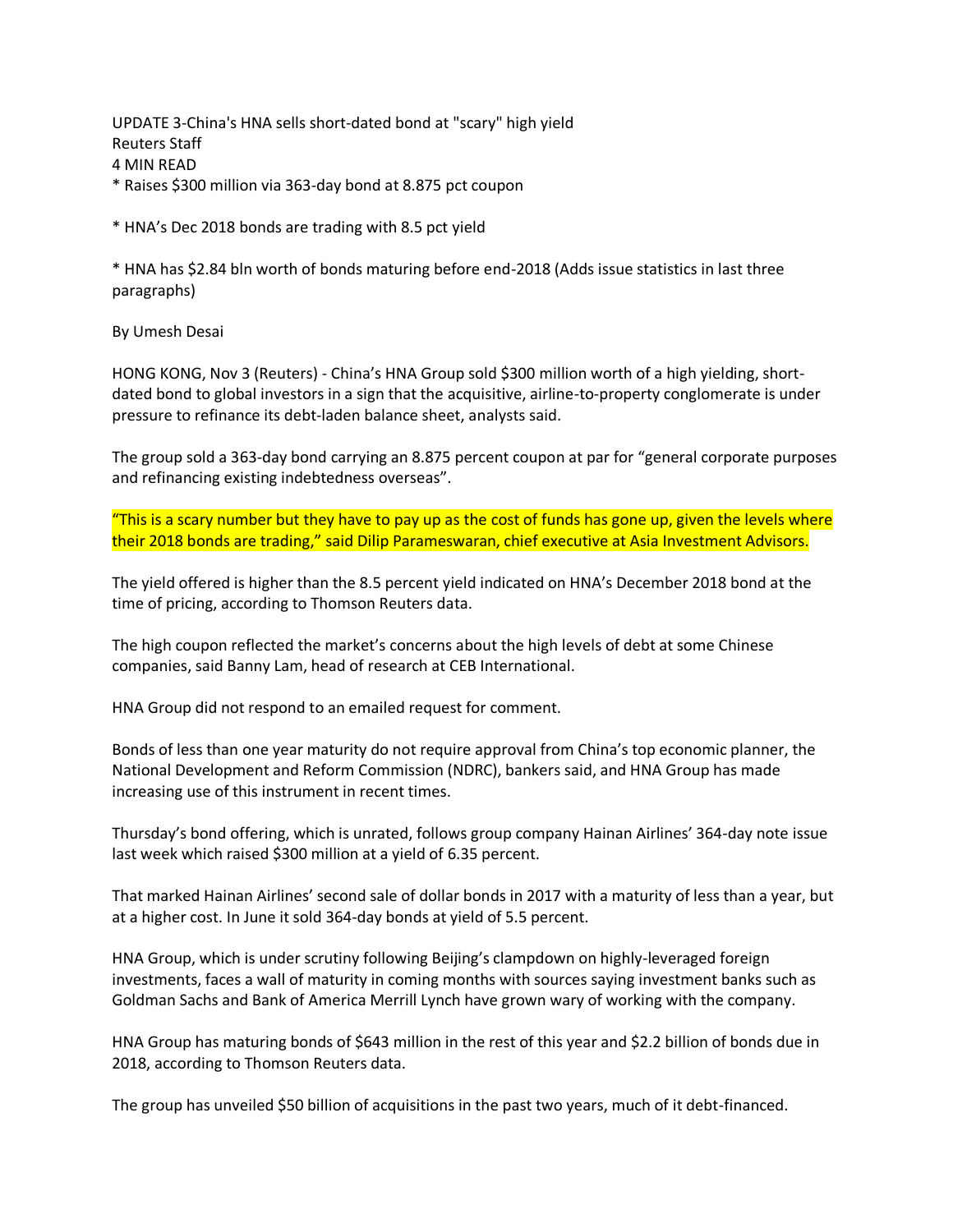# UPDATE 3-China's HNA sells short-dated bond at "scary" high yield

Reuters Staff

4 MIN READ

* Raises $300 million via 363-day bond at 8.875 pct coupon

* HNA's Dec 2018 bonds are trading with 8.5 pct yield

* HNA has $2.84 bln worth of bonds maturing before end-2018 (Adds issue statistics in last three paragraphs)

By Umesh Desai

HONG KONG, Nov 3 (Reuters) - China's HNA Group sold $300 million worth of a high yielding, short-dated bond to global investors in a sign that the acquisitive, airline-to-property conglomerate is under pressure to refinance its debt-laden balance sheet, analysts said.

The group sold a 363-day bond carrying an 8.875 percent coupon at par for "general corporate purposes and refinancing existing indebtedness overseas".

"This is a scary number but they have to pay up as the cost of funds has gone up, given the levels where their 2018 bonds are trading," said Dilip Parameswaran, chief executive at Asia Investment Advisors.

The yield offered is higher than the 8.5 percent yield indicated on HNA's December 2018 bond at the time of pricing, according to Thomson Reuters data.

The high coupon reflected the market's concerns about the high levels of debt at some Chinese companies, said Banny Lam, head of research at CEB International.

HNA Group did not respond to an emailed request for comment.

Bonds of less than one year maturity do not require approval from China's top economic planner, the National Development and Reform Commission (NDRC), bankers said, and HNA Group has made increasing use of this instrument in recent times.

Thursday's bond offering, which is unrated, follows group company Hainan Airlines' 364-day note issue last week which raised $300 million at a yield of 6.35 percent.

That marked Hainan Airlines' second sale of dollar bonds in 2017 with a maturity of less than a year, but at a higher cost. In June it sold 364-day bonds at yield of 5.5 percent.

HNA Group, which is under scrutiny following Beijing's clampdown on highly-leveraged foreign investments, faces a wall of maturity in coming months with sources saying investment banks such as Goldman Sachs and Bank of America Merrill Lynch have grown wary of working with the company.

HNA Group has maturing bonds of $643 million in the rest of this year and $2.2 billion of bonds due in 2018, according to Thomson Reuters data.

The group has unveiled $50 billion of acquisitions in the past two years, much of it debt-financed.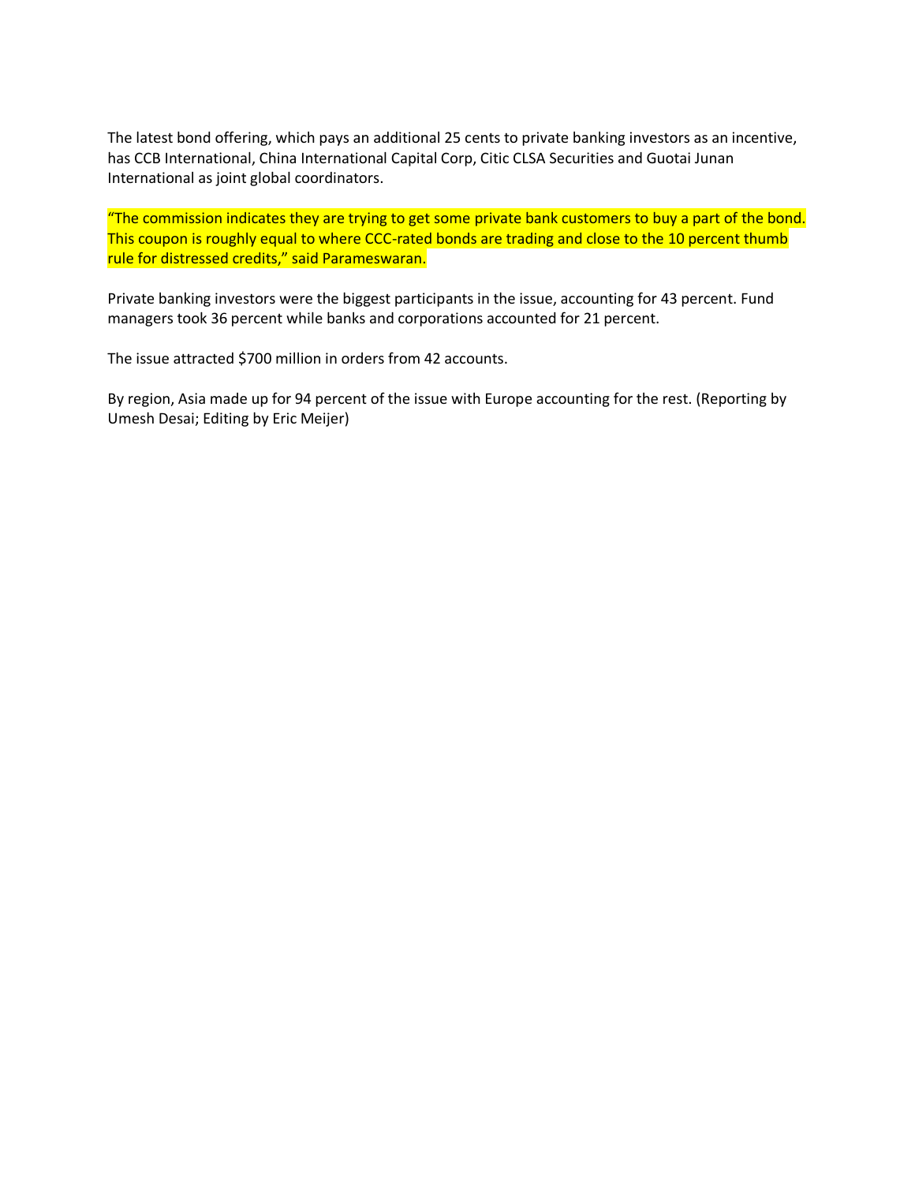The latest bond offering, which pays an additional 25 cents to private banking investors as an incentive, has CCB International, China International Capital Corp, Citic CLSA Securities and Guotai Junan International as joint global coordinators.

"The commission indicates they are trying to get some private bank customers to buy a part of the bond. This coupon is roughly equal to where CCC-rated bonds are trading and close to the 10 percent thumb rule for distressed credits," said Parameswaran.

Private banking investors were the biggest participants in the issue, accounting for 43 percent. Fund managers took 36 percent while banks and corporations accounted for 21 percent.

The issue attracted $700 million in orders from 42 accounts.

By region, Asia made up for 94 percent of the issue with Europe accounting for the rest. (Reporting by Umesh Desai; Editing by Eric Meijer)